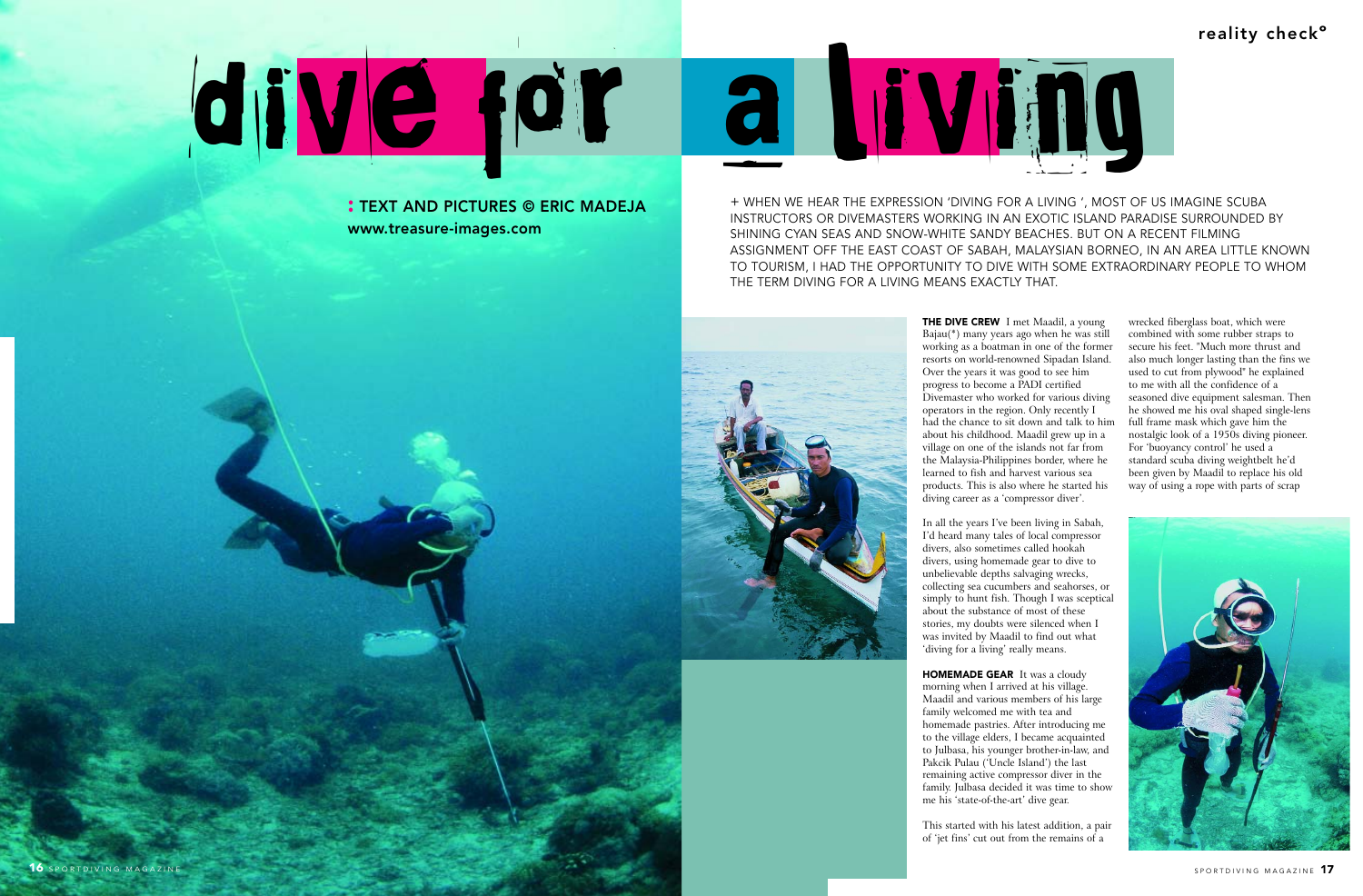# dive for a living

**: TEXT AND PICTURES © ERIC MADEJA**
**www.treasure-images.com**

+ WHEN WE HEAR THE EXPRESSION 'DIVING FOR A LIVING ', MOST OF US IMAGINE SCUBA INSTRUCTORS OR DIVEMASTERS WORKING IN AN EXOTIC ISLAND PARADISE SURROUNDED BY SHINING CYAN SEAS AND SNOW-WHITE SANDY BEACHES. BUT ON A RECENT FILMING ASSIGNMENT OFF THE EAST COAST OF SABAH, MALAYSIAN BORNEO, IN AN AREA LITTLE KNOWN TO TOURISM, I HAD THE OPPORTUNITY TO DIVE WITH SOME EXTRAORDINARY PEOPLE TO WHOM THE TERM DIVING FOR A LIVING MEANS EXACTLY THAT.

**THE DIVE CREW** I met Maadil, a young Bajau(*) many years ago when he was still working as a boatman in one of the former resorts on world-renowned Sipadan Island. Over the years it was good to see him progress to become a PADI certified Divemaster who worked for various diving operators in the region. Only recently I had the chance to sit down and talk to him about his childhood. Maadil grew up in a village on one of the islands not far from the Malaysia-Philippines border, where he learned to fish and harvest various sea products. This is also where he started his diving career as a 'compressor diver'.

In all the years I've been living in Sabah, I'd heard many tales of local compressor divers, also sometimes called hookah divers, using homemade gear to dive to unbelievable depths salvaging wrecks, collecting sea cucumbers and seahorses, or simply to hunt fish. Though I was sceptical about the substance of most of these stories, my doubts were silenced when I was invited by Maadil to find out what 'diving for a living' really means.

**HOMEMADE GEAR** It was a cloudy morning when I arrived at his village. Maadil and various members of his large family welcomed me with tea and homemade pastries. After introducing me to the village elders, I became acquainted to Julbasa, his younger brother-in-law, and Pakcik Pulau ('Uncle Island') the last remaining active compressor diver in the family. Julbasa decided it was time to show me his 'state-of-the-art' dive gear.

This started with his latest addition, a pair of 'jet fins' cut out from the remains of a wrecked fiberglass boat, which were combined with some rubber straps to secure his feet. "Much more thrust and also much longer lasting than the fins we used to cut from plywood" he explained to me with all the confidence of a seasoned dive equipment salesman. Then he showed me his oval shaped single-lens full frame mask which gave him the nostalgic look of a 1950s diving pioneer. For 'buoyancy control' he used a standard scuba diving weightbelt he'd been given by Maadil to replace his old way of using a rope with parts of scrap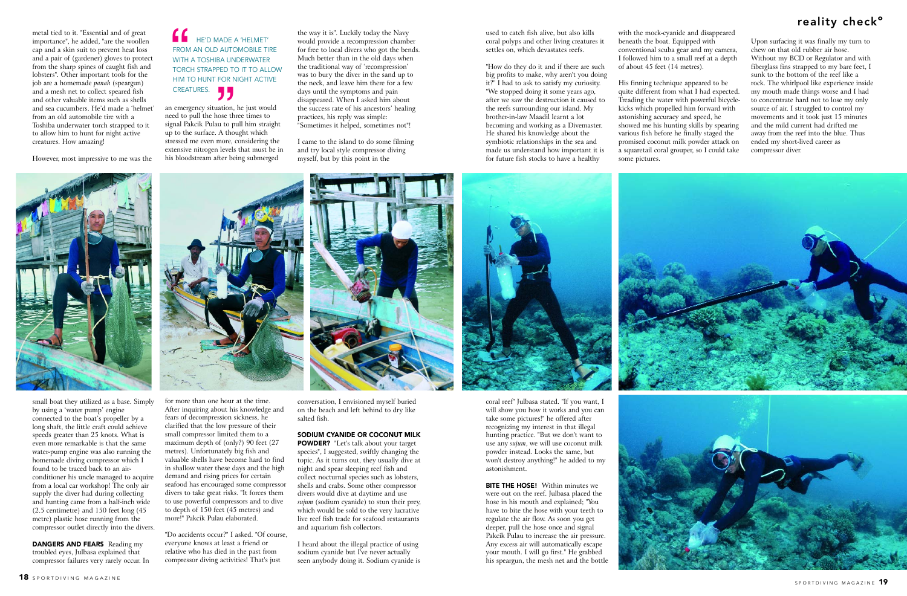metal tied to it. "Essential and of great importance", he added, "are the woollen cap and a skin suit to prevent heat loss and a pair of (gardener) gloves to protect from the sharp spines of caught fish and lobsters". Other important tools for the job are a homemade *panah* (speargun) and a mesh net to collect speared fish and other valuable items such as shells and sea cucumbers. He'd made a 'helmet' from an old automobile tire with a Toshiba underwater torch strapped to it to allow him to hunt for night active creatures. How amazing!

However, most impressive to me was the small boat they utilized as a base. Simply by using a 'water pump' engine connected to the boat's propeller by a long shaft, the little craft could achieve speeds greater than 25 knots. What is even more remarkable is that the same water-pump engine was also running the homemade diving compressor which I found to be traced back to an air-conditioner his uncle managed to acquire from a local car workshop! The only air supply the diver had during collecting and hunting came from a half-inch wide (2.5 centimetre) and 150 feet long (45 metre) plastic hose running from the compressor outlet directly into the divers.

> "HE'D MADE A 'HELMET' FROM AN OLD AUTOMOBILE TIRE WITH A TOSHIBA UNDERWATER TORCH STRAPPED TO IT TO ALLOW HIM TO HUNT FOR NIGHT ACTIVE CREATURES."

**DANGERS AND FEARS** Reading my troubled eyes, Julbasa explained that compressor failures very rarely occur. In an emergency situation, he just would need to pull the hose three times to signal Pakcik Pulau to pull him straight up to the surface. A thought which stressed me even more, considering the extensive nitrogen levels that must be in his bloodstream after being submerged for more than one hour at the time. After inquiring about his knowledge and fears of decompression sickness, he clarified that the low pressure of their small compressor limited them to a maximum depth of (only?) 90 feet (27 metres). Unfortunately big fish and valuable shells have become hard to find in shallow water these days and the high demand and rising prices for certain seafood has encouraged some compressor divers to take great risks. "It forces them to use powerful compressors and to dive to depth of 150 feet (45 metres) and more!" Pakcik Pulau elaborated.

"Do accidents occur?" I asked. "Of course, everyone knows at least a friend or relative who has died in the past from compressor diving activities! That's just the way it is". Luckily today the Navy would provide a recompression chamber for free to local divers who got the bends. Much better than in the old days when the traditional way of 'recompression' was to bury the diver in the sand up to the neck, and leave him there for a few days until the symptoms and pain disappeared. When I asked him about the success rate of his ancestors' healing practices, his reply was simple: "Sometimes it helped, sometimes not"!

I came to the island to do some filming and try local style compressor diving myself, but by this point in the conversation, I envisioned myself buried on the beach and left behind to dry like salted fish.

**SODIUM CYANIDE OR COCONUT MILK POWDER?** "Let's talk about your target species", I suggested, swiftly changing the topic. As it turns out, they usually dive at night and spear sleeping reef fish and collect nocturnal species such as lobsters, shells and crabs. Some other compressor divers would dive at daytime and use *sujum* (sodium cyanide) to stun their prey, which would be sold to the very lucrative live reef fish trade for seafood restaurants and aquarium fish collectors.

I heard about the illegal practice of using sodium cyanide but I've never actually seen anybody doing it. Sodium cyanide is used to catch fish alive, but also kills coral polyps and other living creatures it settles on, which devastates reefs.

"How do they do it and if there are such big profits to make, why aren't you doing it?" I had to ask to satisfy my curiosity. "We stopped doing it some years ago, after we saw the destruction it caused to the reefs surrounding our island. My brother-in-law Maadil learnt a lot becoming and working as a Divemaster. He shared his knowledge about the symbiotic relationships in the sea and made us understand how important it is for future fish stocks to have a healthy coral reef" Julbasa stated. "If you want, I will show you how it works and you can take some pictures!" he offered after recognizing my interest in that illegal hunting practice. "But we don't want to use any *sujum*, we will use coconut milk powder instead. Looks the same, but won't destroy anything!" he added to my astonishment.

**BITE THE HOSE!** Within minutes we were out on the reef. Julbasa placed the hose in his mouth and explained; "You have to bite the hose with your teeth to regulate the air flow. As soon you get deeper, pull the hose once and signal Pakcik Pulau to increase the air pressure. Any excess air will automatically escape your mouth. I will go first." He grabbed his speargun, the mesh net and the bottle with the mock-cyanide and disappeared beneath the boat. Equipped with conventional scuba gear and my camera, I followed him to a small reef at a depth of about 45 feet (14 metres).

His finning technique appeared to be quite different from what I had expected. Treading the water with powerful bicycle-kicks which propelled him forward with astonishing accuracy and speed, he showed me his hunting skills by spearing various fish before he finally staged the promised coconut milk powder attack on a squaretail coral grouper, so I could take some pictures.

Upon surfacing it was finally my turn to chew on that old rubber air hose. Without my BCD or Regulator and with fiberglass fins strapped to my bare feet, I sunk to the bottom of the reef like a rock. The whirlpool like experience inside my mouth made things worse and I had to concentrate hard not to lose my only source of air. I struggled to control my movements and it took just 15 minutes and the mild current had drifted me away from the reef into the blue. Thus ended my short-lived career as compressor diver.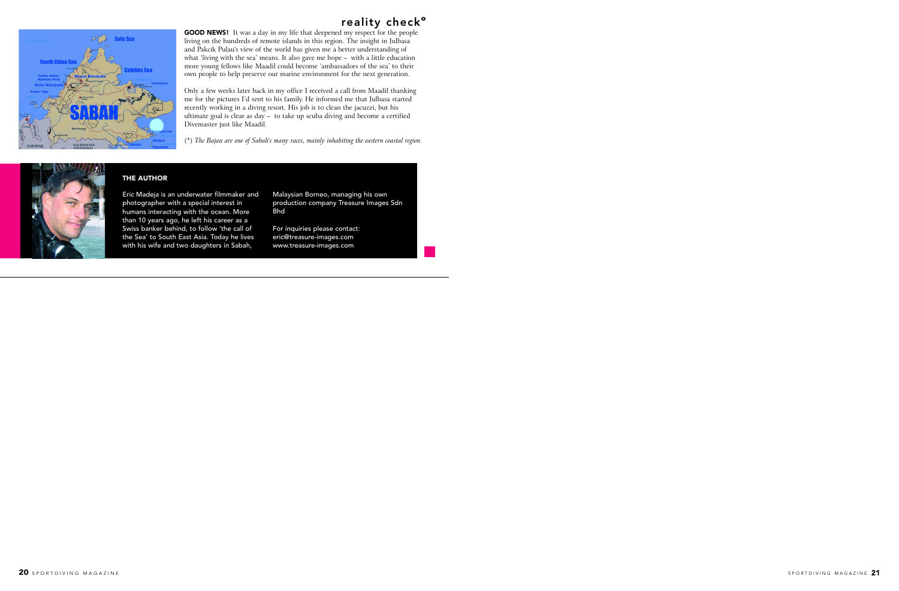**GOOD NEWS!** It was a day in my life that deepened my respect for the people living on the hundreds of remote islands in this region. The insight in Julbasa and Pakcik Pulau's view of the world has given me a better understanding of what 'living with the sea' means. It also gave me hope – with a little education more young fellows like Maadil could become 'ambassadors of the sea' to their own people to help preserve our marine environment for the next generation.

Only a few weeks later back in my office I received a call from Maadil thanking me for the pictures I'd sent to his family. He informed me that Julbasa started recently working in a diving resort. His job is to clean the jacuzzi, but his ultimate goal is clear as day – to take up scuba diving and become a certified Divemaster just like Maadil.

(*) *The Bajau are one of Sabah's many races, mainly inhabiting the eastern coastal region.*

### THE AUTHOR

Eric Madeja is an underwater filmmaker and photographer with a special interest in humans interacting with the ocean. More than 10 years ago, he left his career as a Swiss banker behind, to follow 'the call of the Sea' to South East Asia. Today he lives with his wife and two daughters in Sabah, Malaysian Borneo, managing his own production company Treasure Images Sdn Bhd

For inquiries please contact:
eric@treasure-images.com
www.treasure-images.com